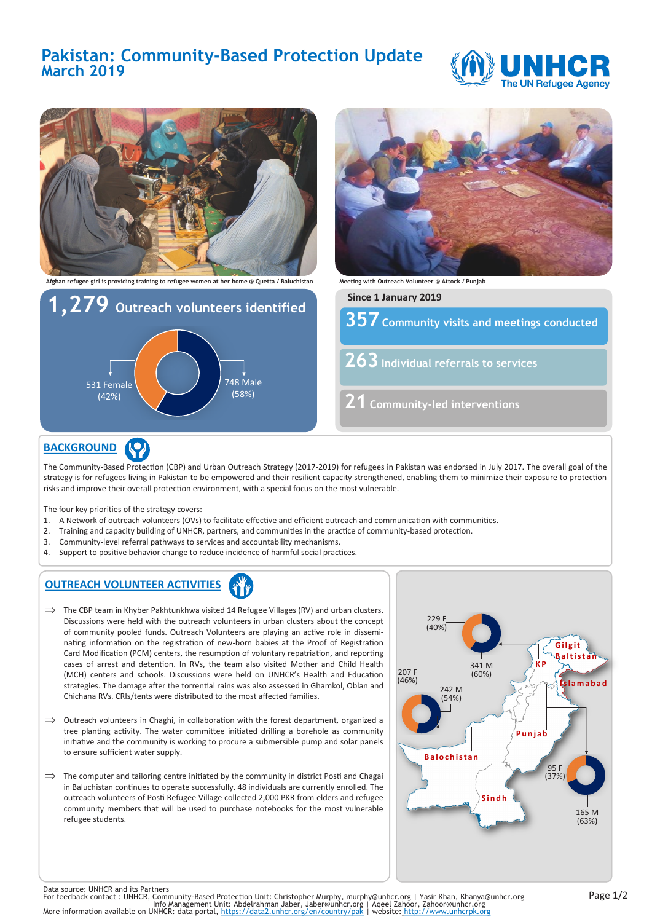# Pakistan: Community-Based Protection Update
## March 2019

Afghan refugee girl is providing training to refugee women at her home @ Quetta / Baluchistan

Meeting with Outreach Volunteer @ Attock / Punjab

**1,279** Outreach volunteers identified

531 Female (42%)

748 Male (58%)

**Since 1 January 2019**

**357** Community visits and meetings conducted

**263** Individual referrals to services

**21** Community-led interventions

## BACKGROUND

The Community-Based Protection (CBP) and Urban Outreach Strategy (2017-2019) for refugees in Pakistan was endorsed in July 2017. The overall goal of the strategy is for refugees living in Pakistan to be empowered and their resilient capacity strengthened, enabling them to minimize their exposure to protection risks and improve their overall protection environment, with a special focus on the most vulnerable.

The four key priorities of the strategy covers:

1. A Network of outreach volunteers (OVs) to facilitate effective and efficient outreach and communication with communities.
2. Training and capacity building of UNHCR, partners, and communities in the practice of community-based protection.
3. Community-level referral pathways to services and accountability mechanisms.
4. Support to positive behavior change to reduce incidence of harmful social practices.

## OUTREACH VOLUNTEER ACTIVITIES

⇒ The CBP team in Khyber Pakhtunkhwa visited 14 Refugee Villages (RV) and urban clusters. Discussions were held with the outreach volunteers in urban clusters about the concept of community pooled funds. Outreach Volunteers are playing an active role in disseminating information on the registration of new-born babies at the Proof of Registration Card Modification (PCM) centers, the resumption of voluntary repatriation, and reporting cases of arrest and detention. In RVs, the team also visited Mother and Child Health (MCH) centers and schools. Discussions were held on UNHCR's Health and Education strategies. The damage after the torrential rains was also assessed in Ghamkol, Oblan and Chichana RVs. CRIs/tents were distributed to the most affected families.

⇒ Outreach volunteers in Chaghi, in collaboration with the forest department, organized a tree planting activity. The water committee initiated drilling a borehole as community initiative and the community is working to procure a submersible pump and solar panels to ensure sufficient water supply.

⇒ The computer and tailoring centre initiated by the community in district Posti and Chagai in Baluchistan continues to operate successfully. 48 individuals are currently enrolled. The outreach volunteers of Posti Refugee Village collected 2,000 PKR from elders and refugee community members that will be used to purchase notebooks for the most vulnerable refugee students.

| Region | Female | Male |
|---|---|---|
| KP | 229 F (40%) | 341 M (60%) |
| Balochistan | 207 F (46%) | 242 M (54%) |
| Punjab | 95 F (37%) | 165 M (63%) |

Gilgit Baltistan, KP, Islamabad, Punjab, Balochistan, Sindh

Data source: UNHCR and its Partners
For feedback contact : UNHCR, Community-Based Protection Unit: Christopher Murphy, murphy@unhcr.org | Yasir Khan, Khanya@unhcr.org
Info Management Unit: Abdelrahman Jaber, Jaber@unhcr.org | Aqeel Zahoor, Zahoor@unhcr.org
More information available on UNHCR: data portal, https://data2.unhcr.org/en/country/pak | website: http://www.unhcrpk.org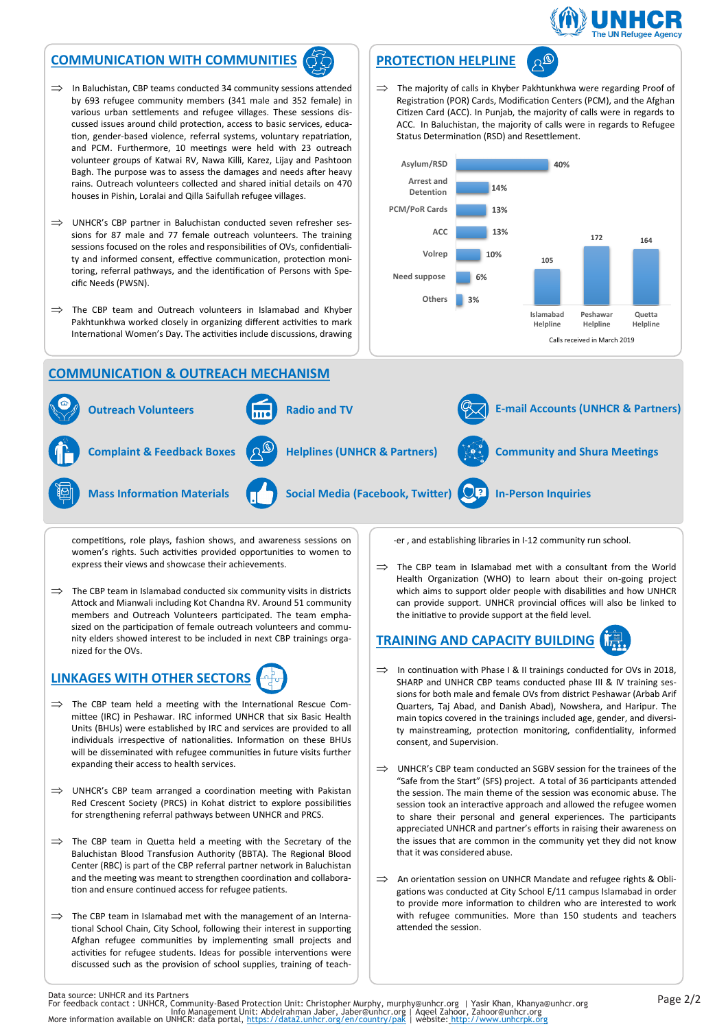## COMMUNICATION WITH COMMUNITIES

⇒ In Baluchistan, CBP teams conducted 34 community sessions attended by 693 refugee community members (341 male and 352 female) in various urban settlements and refugee villages. These sessions discussed issues around child protection, access to basic services, education, gender-based violence, referral systems, voluntary repatriation, and PCM. Furthermore, 10 meetings were held with 23 outreach volunteer groups of Katwai RV, Nawa Killi, Karez, Lijay and Pashtoon Bagh. The purpose was to assess the damages and needs after heavy rains. Outreach volunteers collected and shared initial details on 470 houses in Pishin, Loralai and Qilla Saifullah refugee villages.

⇒ UNHCR's CBP partner in Baluchistan conducted seven refresher sessions for 87 male and 77 female outreach volunteers. The training sessions focused on the roles and responsibilities of OVs, confidentiality and informed consent, effective communication, protection monitoring, referral pathways, and the identification of Persons with Specific Needs (PWSN).

⇒ The CBP team and Outreach volunteers in Islamabad and Khyber Pakhtunkhwa worked closely in organizing different activities to mark International Women's Day. The activities include discussions, drawing competitions, role plays, fashion shows, and awareness sessions on women's rights. Such activities provided opportunities to women to express their views and showcase their achievements.

⇒ The CBP team in Islamabad conducted six community visits in districts Attock and Mianwali including Kot Chandna RV. Around 51 community members and Outreach Volunteers participated. The team emphasized on the participation of female outreach volunteers and community elders showed interest to be included in next CBP trainings organized for the OVs.

## PROTECTION HELPLINE

⇒ The majority of calls in Khyber Pakhtunkhwa were regarding Proof of Registration (POR) Cards, Modification Centers (PCM), and the Afghan Citizen Card (ACC). In Punjab, the majority of calls were in regards to ACC. In Baluchistan, the majority of calls were in regards to Refugee Status Determination (RSD) and Resettlement.

Asylum/RSD 40%
Arrest and Detention 14%
PCM/PoR Cards 13%
ACC 13%
Volrep 10%
Need suppose 6%
Others 3%

Islamabad Helpline 105
Peshawar Helpline 172
Quetta Helpline 164

Calls received in March 2019

## COMMUNICATION & OUTREACH MECHANISM

- Outreach Volunteers
- Radio and TV
- E-mail Accounts (UNHCR & Partners)
- Complaint & Feedback Boxes
- Helplines (UNHCR & Partners)
- Community and Shura Meetings
- Mass Information Materials
- Social Media (Facebook, Twitter)
- In-Person Inquiries

## LINKAGES WITH OTHER SECTORS

⇒ The CBP team held a meeting with the International Rescue Committee (IRC) in Peshawar. IRC informed UNHCR that six Basic Health Units (BHUs) were established by IRC and services are provided to all individuals irrespective of nationalities. Information on these BHUs will be disseminated with refugee communities in future visits further expanding their access to health services.

⇒ UNHCR's CBP team arranged a coordination meeting with Pakistan Red Crescent Society (PRCS) in Kohat district to explore possibilities for strengthening referral pathways between UNHCR and PRCS.

⇒ The CBP team in Quetta held a meeting with the Secretary of the Baluchistan Blood Transfusion Authority (BBTA). The Regional Blood Center (RBC) is part of the CBP referral partner network in Baluchistan and the meeting was meant to strengthen coordination and collaboration and ensure continued access for refugee patients.

⇒ The CBP team in Islamabad met with the management of an International School Chain, City School, following their interest in supporting Afghan refugee communities by implementing small projects and activities for refugee students. Ideas for possible interventions were discussed such as the provision of school supplies, training of teacher, and establishing libraries in I-12 community run school.

⇒ The CBP team in Islamabad met with a consultant from the World Health Organization (WHO) to learn about their on-going project which aims to support older people with disabilities and how UNHCR can provide support. UNHCR provincial offices will also be linked to the initiative to provide support at the field level.

## TRAINING AND CAPACITY BUILDING

⇒ In continuation with Phase I & II trainings conducted for OVs in 2018, SHARP and UNHCR CBP teams conducted phase III & IV training sessions for both male and female OVs from district Peshawar (Arbab Arif Quarters, Taj Abad, and Danish Abad), Nowshera, and Haripur. The main topics covered in the trainings included age, gender, and diversity mainstreaming, protection monitoring, confidentiality, informed consent, and Supervision.

⇒ UNHCR's CBP team conducted an SGBV session for the trainees of the "Safe from the Start" (SFS) project. A total of 36 participants attended the session. The main theme of the session was economic abuse. The session took an interactive approach and allowed the refugee women to share their personal and general experiences. The participants appreciated UNHCR and partner's efforts in raising their awareness on the issues that are common in the community yet they did not know that it was considered abuse.

⇒ An orientation session on UNHCR Mandate and refugee rights & Obligations was conducted at City School E/11 campus Islamabad in order to provide more information to children who are interested to work with refugee communities. More than 150 students and teachers attended the session.

Data source: UNHCR and its Partners
For feedback contact : UNHCR, Community-Based Protection Unit: Christopher Murphy, murphy@unhcr.org | Yasir Khan, Khanya@unhcr.org
Info Management Unit: Abdelrahman Jaber, Jaber@unhcr.org | Aqeel Zahoor, Zahoor@unhcr.org
More information available on UNHCR: data portal, https://data2.unhcr.org/en/country/pak | website: http://www.unhcrpk.org